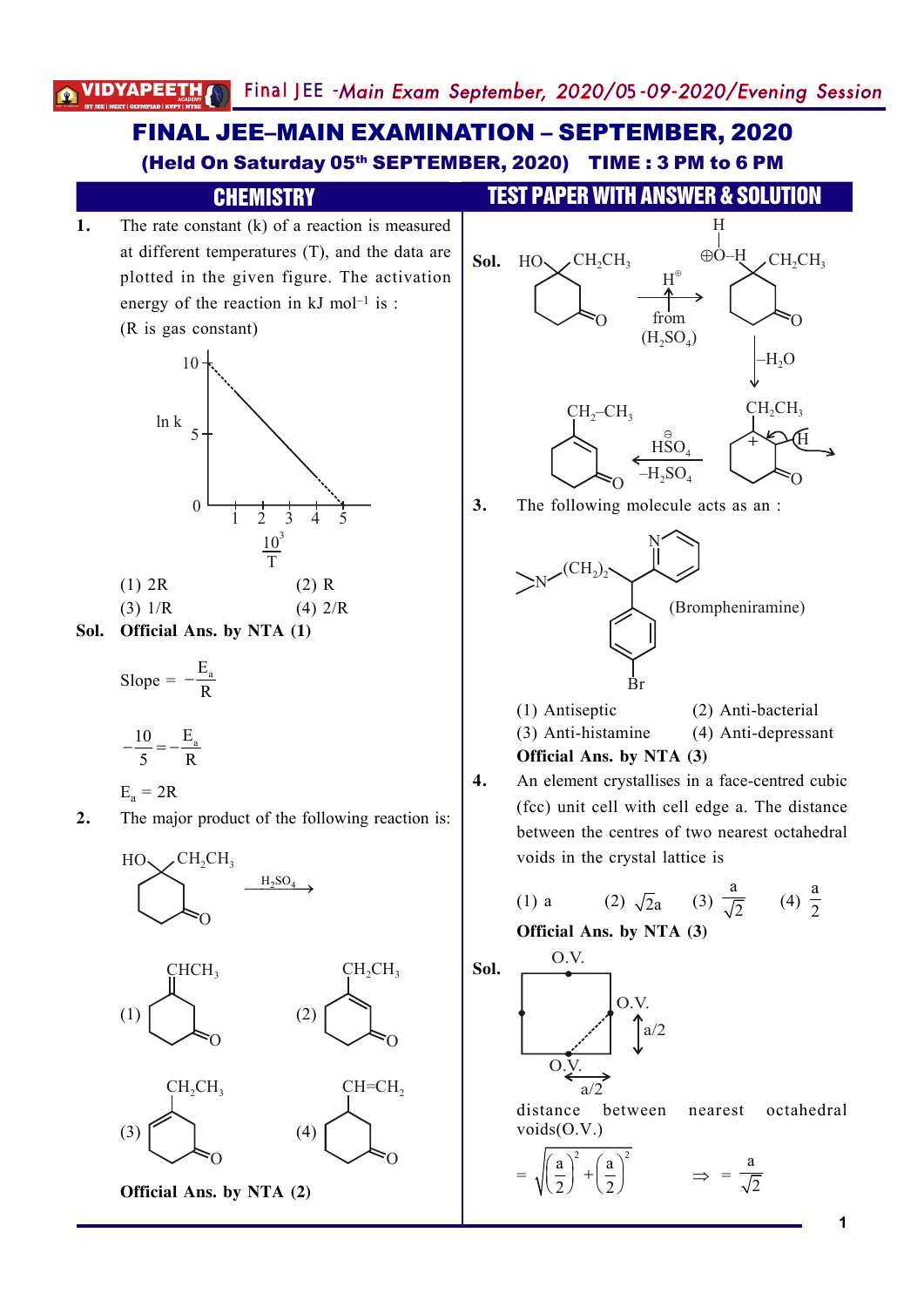# FINAL JEE–MAIN EXAMINATION – SEPTEMBER, 2020

### (Held On Saturday 05th SEPTEMBER, 2020) TIME : 3 PM to 6 PM

## CHEMISTRY

## TEST PAPER WITH ANSWER & SOLUTION

**1.** The rate constant (k) of a reaction is measured at different temperatures (T), and the data are plotted in the given figure. The activation energy of the reaction in kJ $mol^{-1}$ is :

(R is gas constant)

(Graph: ln k vs $\frac{10^3}{T}$; straight line from ln k = 10 at 0 to ln k = 0 at 5)

(1) 2R (2) R

(3) 1/R (4) 2/R

**Sol.** **Official Ans. by NTA (1)**

$$\text{Slope} = -\frac{E_a}{R}$$

$$-\frac{10}{5} = -\frac{E_a}{R}$$

$E_a = 2R$

**2.** The major product of the following reaction is:

(2-(1-hydroxypropyl... ) cyclohexanone with HO and $CH_2CH_3$ on same carbon) $\xrightarrow{H_2SO_4}$

(1) $CHCH_3$ exocyclic double bond cyclohexanone (2) $CH_2CH_3$ cyclohexenone (3) $CH_2CH_3$ cyclohexenone (4) $CH=CH_2$ cyclohexanone

**Official Ans. by NTA (2)**

**Sol.** HO, $CH_2CH_3$ cyclohexanone $\xrightarrow[\text{from } (H_2SO_4)]{H^{\oplus}}$ $\oplus O-H$ (H), $CH_2CH_3$ cyclohexanone $\xrightarrow{-H_2O}$ carbocation ($CH_2CH_3$, +, H) $\xrightarrow[-H_2SO_4]{\overset{\ominus}{HSO_4}}$ $CH_2-CH_3$ cyclohexenone

**3.** The following molecule acts as an :

$>N-(CH_2)_2-$ (Brompheniramine)

(1) Antiseptic (2) Anti-bacterial

(3) Anti-histamine (4) Anti-depressant

**Official Ans. by NTA (3)**

**4.** An element crystallises in a face-centred cubic (fcc) unit cell with cell edge a. The distance between the centres of two nearest octahedral voids in the crystal lattice is

(1) a (2) $\sqrt{2}a$ (3) $\frac{a}{\sqrt{2}}$ (4) $\frac{a}{2}$

**Official Ans. by NTA (3)**

**Sol.** (Figure: square face with O.V. at edge centres, separations a/2)

distance between nearest octahedral voids(O.V.)

$$= \sqrt{\left(\frac{a}{2}\right)^2 + \left(\frac{a}{2}\right)^2} \Rightarrow = \frac{a}{\sqrt{2}}$$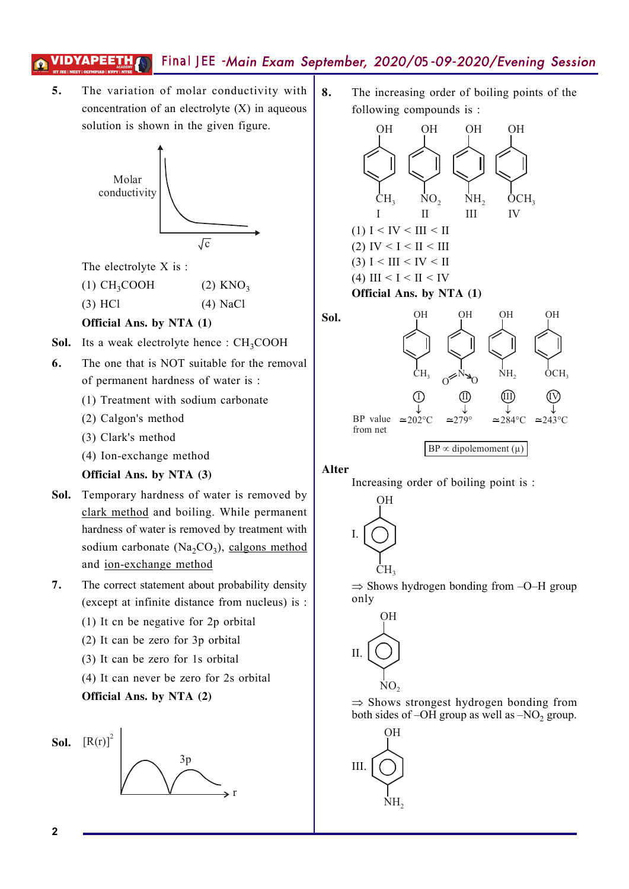**5.** The variation of molar conductivity with concentration of an electrolyte (X) in aqueous solution is shown in the given figure.

Molar conductivity vs $\sqrt{c}$

The electrolyte X is :

(1) $CH_3COOH$ (2) $KNO_3$

(3) HCl (4) NaCl

**Official Ans. by NTA (1)**

**Sol.** Its a weak electrolyte hence : $CH_3COOH$

**6.** The one that is NOT suitable for the removal of permanent hardness of water is :

(1) Treatment with sodium carbonate

(2) Calgon's method

(3) Clark's method

(4) Ion-exchange method

**Official Ans. by NTA (3)**

**Sol.** Temporary hardness of water is removed by clark method and boiling. While permanent hardness of water is removed by treatment with sodium carbonate ($Na_2CO_3$), calgons method and ion-exchange method

**7.** The correct statement about probability density (except at infinite distance from nucleus) is :

(1) It cn be negative for 2p orbital

(2) It can be zero for 3p orbital

(3) It can be zero for 1s orbital

(4) It can never be zero for 2s orbital

**Official Ans. by NTA (2)**

**Sol.** $[R(r)]^2$ vs r (3p)

**8.** The increasing order of boiling points of the following compounds is :

OH-substituted benzenes: I ($CH_3$), II ($NO_2$), III ($NH_2$), IV ($OCH_3$)

(1) I < IV < III < II

(2) IV < I < II < III

(3) I < III < IV < II

(4) III < I < II < IV

**Official Ans. by NTA (1)**

**Sol.**

| | I ($CH_3$) | II ($NO_2$) | III ($NH_2$) | IV ($OCH_3$) |
|---|---|---|---|---|
| BP value from net | ≃202°C | ≃279° | ≃284°C | ≃243°C |

BP ∝ dipolemoment (μ)

**Alter**

Increasing order of boiling point is :

I. p-cresol (OH, $CH_3$)

⇒ Shows hydrogen bonding from –O–H group only

II. p-nitrophenol (OH, $NO_2$)

⇒ Shows strongest hydrogen bonding from both sides of –OH group as well as $–NO_2$ group.

III. p-aminophenol (OH, $NH_2$)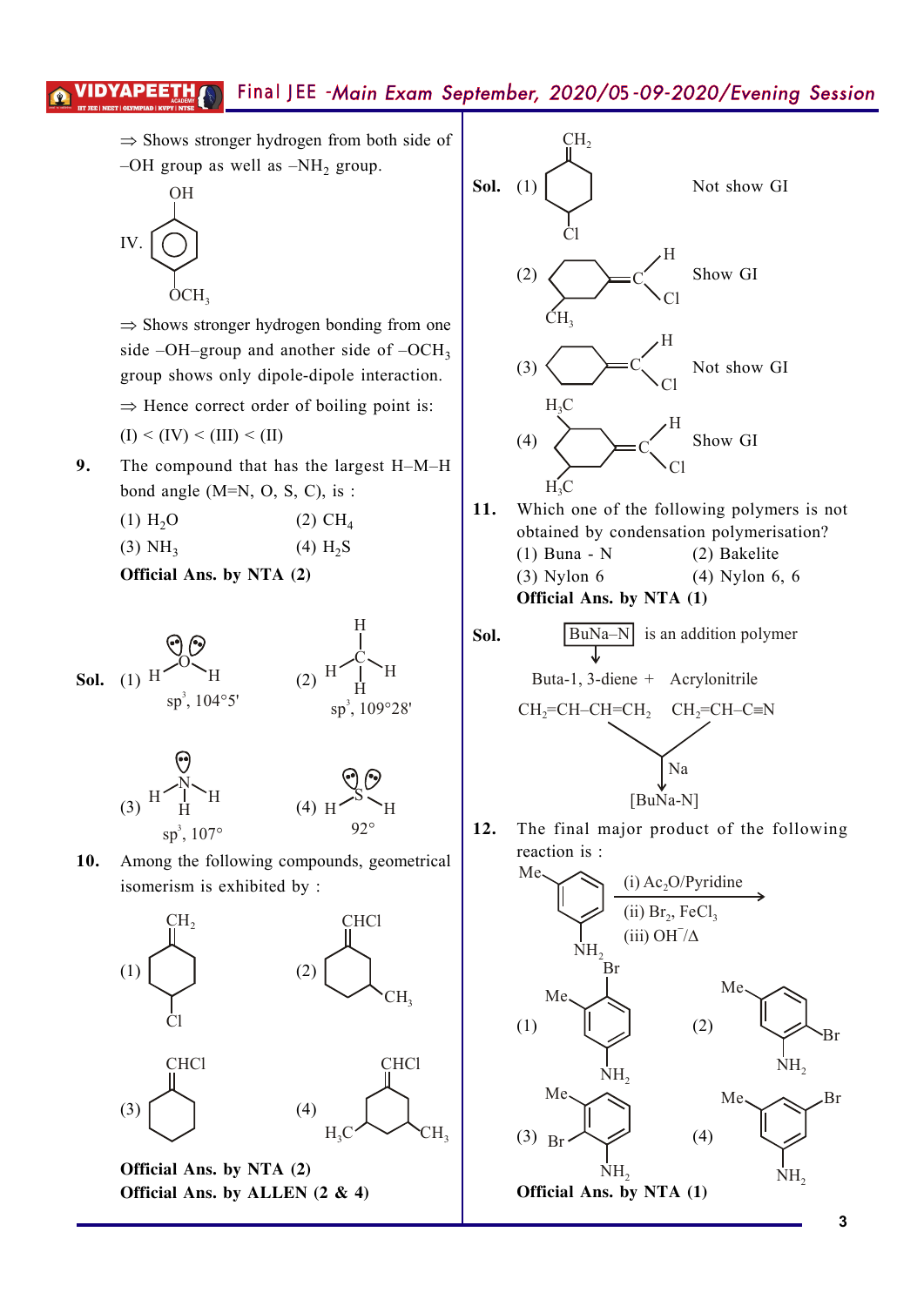⇒ Shows stronger hydrogen from both side of –OH group as well as $-NH_2$ group.

IV. (benzene ring with OH and $OCH_3$)

⇒ Shows stronger hydrogen bonding from one side –OH–group and another side of $-OCH_3$ group shows only dipole-dipole interaction.

⇒ Hence correct order of boiling point is:

(I) < (IV) < (III) < (II)

**9.** The compound that has the largest H–M–H bond angle (M=N, O, S, C), is :

(1) $H_2O$ (2) $CH_4$

(3) $NH_3$ (4) $H_2S$

**Official Ans. by NTA (2)**

**Sol.** (1) $H_2O$: $sp^3$, 104°5'  (2) $CH_4$: $sp^3$, 109°28'

(3) $NH_3$: $sp^3$, 107°  (4) $H_2S$: 92°

**10.** Among the following compounds, geometrical isomerism is exhibited by :

(1) Cyclohexane with $=CH_2$ and Cl (2) Cyclohexane with $=CHCl$ and $CH_3$

(3) Cyclohexane with $=CHCl$ (4) Cyclohexane with $=CHCl$ and two $CH_3$ ($H_3C$, $CH_3$)

**Official Ans. by NTA (2)**
**Official Ans. by ALLEN (2 & 4)**

**Sol.** (1) Not show GI

(2) Show GI

(3) Not show GI

(4) Show GI

**11.** Which one of the following polymers is not obtained by condensation polymerisation?

(1) Buna - N (2) Bakelite

(3) Nylon 6 (4) Nylon 6, 6

**Official Ans. by NTA (1)**

**Sol.** BuNa–N is an addition polymer

Buta-1, 3-diene + Acrylonitrile

$CH_2=CH-CH=CH_2$   $CH_2=CH-C\equiv N$

$\xrightarrow{Na}$ [BuNa-N]

**12.** The final major product of the following reaction is :

(4-methylaniline: Me and $NH_2$ on benzene) $\xrightarrow[\text{(ii) } Br_2, FeCl_3 \text{ (iii) } OH^-/\Delta]{\text{(i) } Ac_2O/Pyridine}$

(1) Me, Br, $NH_2$ (2) Me, Br, $NH_2$

(3) Me, Br, $NH_2$ (4) Me, Br, $NH_2$

**Official Ans. by NTA (1)**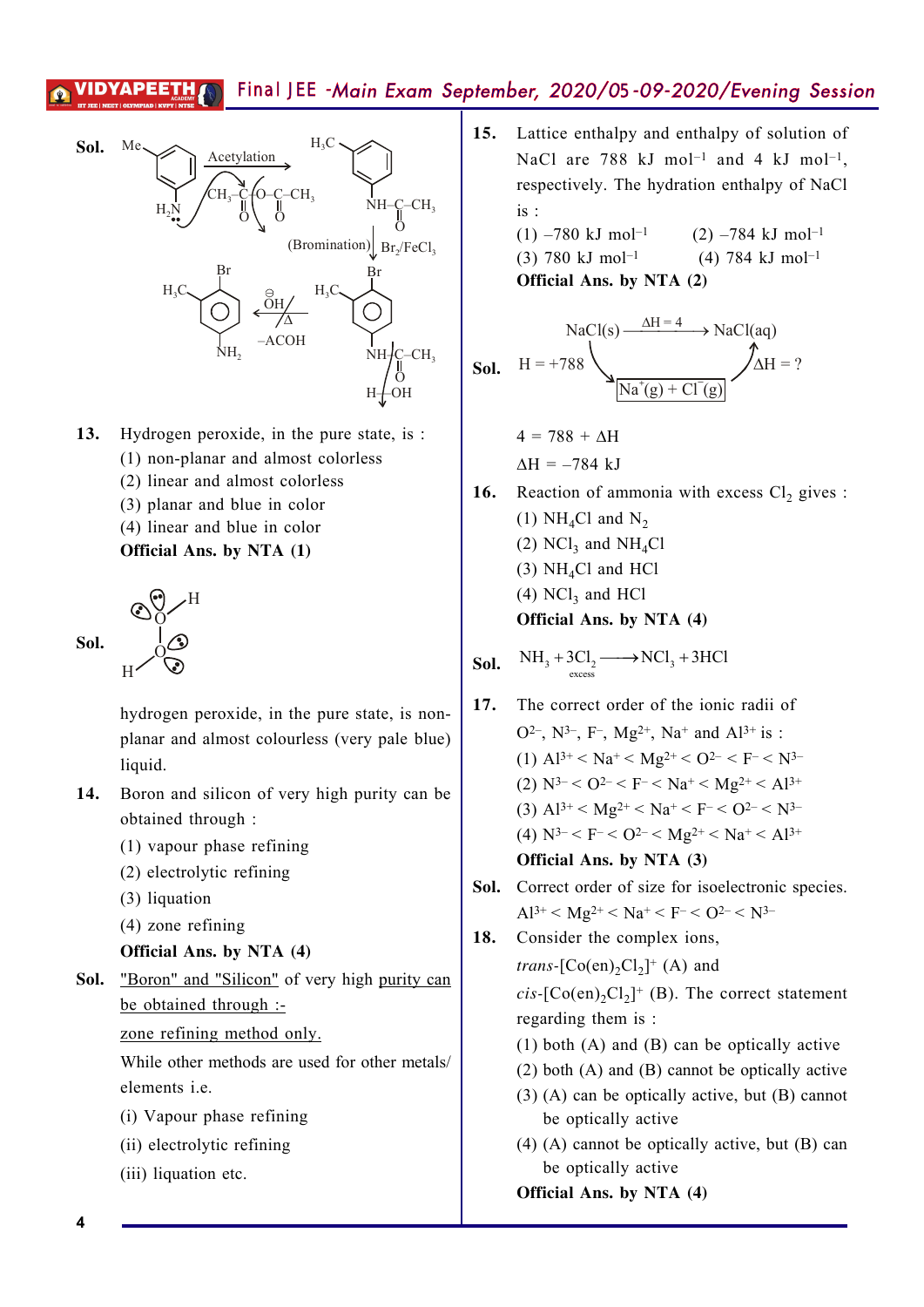**Sol.** Me-substituted aniline ($H_2N$) $\xrightarrow{\text{Acetylation}}$ ($CH_3-\overset{O}{\overset{\|}{C}}-O-\overset{O}{\overset{\|}{C}}-CH_3$) → $H_3C$–C₆H₄–$NH-\overset{O}{\overset{\|}{C}}-CH_3$ $\xrightarrow[\text{(Bromination)}]{Br_2/FeCl_3}$ $H_3C$–C₆H₃(Br)–$NH-\overset{O}{\overset{\|}{C}}-CH_3$ $\xrightarrow[-ACOH]{\overset{\ominus}{O}H/\Delta}$ $H_3C$–C₆H₃(Br)–$NH_2$

**13.** Hydrogen peroxide, in the pure state, is :

(1) non-planar and almost colorless
(2) linear and almost colorless
(3) planar and blue in color
(4) linear and blue in color

**Official Ans. by NTA (1)**

**Sol.** (Structure of $H_2O_2$ showing H–O–O–H with lone pairs on oxygen atoms)

hydrogen peroxide, in the pure state, is non-planar and almost colourless (very pale blue) liquid.

**14.** Boron and silicon of very high purity can be obtained through :

(1) vapour phase refining
(2) electrolytic refining
(3) liquation
(4) zone refining

**Official Ans. by NTA (4)**

**Sol.** "Boron" and "Silicon" of very high purity can be obtained through :-

zone refining method only.

While other methods are used for other metals/ elements i.e.

(i) Vapour phase refining
(ii) electrolytic refining
(iii) liquation etc.

**15.** Lattice enthalpy and enthalpy of solution of NaCl are 788 kJ mol$^{-1}$ and 4 kJ mol$^{-1}$, respectively. The hydration enthalpy of NaCl is :

(1) –780 kJ mol$^{-1}$ (2) –784 kJ mol$^{-1}$
(3) 780 kJ mol$^{-1}$ (4) 784 kJ mol$^{-1}$

**Official Ans. by NTA (2)**

**Sol.** $NaCl(s) \xrightarrow{\Delta H = 4} NaCl(aq)$

$H = +788$ : $NaCl(s) \rightarrow Na^+(g) + Cl^-(g)$ ; $Na^+(g) + Cl^-(g) \rightarrow NaCl(aq)$, $\Delta H = ?$

$4 = 788 + \Delta H$

$\Delta H = -784$ kJ

**16.** Reaction of ammonia with excess $Cl_2$ gives :

(1) $NH_4Cl$ and $N_2$
(2) $NCl_3$ and $NH_4Cl$
(3) $NH_4Cl$ and HCl
(4) $NCl_3$ and HCl

**Official Ans. by NTA (4)**

**Sol.** $NH_3 + \underset{\text{excess}}{3Cl_2} \longrightarrow NCl_3 + 3HCl$

**17.** The correct order of the ionic radii of $O^{2-}$, $N^{3-}$, $F^-$, $Mg^{2+}$, $Na^+$ and $Al^{3+}$ is :

(1) $Al^{3+} < Na^+ < Mg^{2+} < O^{2-} < F^- < N^{3-}$
(2) $N^{3-} < O^{2-} < F^- < Na^+ < Mg^{2+} < Al^{3+}$
(3) $Al^{3+} < Mg^{2+} < Na^+ < F^- < O^{2-} < N^{3-}$
(4) $N^{3-} < F^- < O^{2-} < Mg^{2+} < Na^+ < Al^{3+}$

**Official Ans. by NTA (3)**

**Sol.** Correct order of size for isoelectronic species.
$Al^{3+} < Mg^{2+} < Na^+ < F^- < O^{2-} < N^{3-}$

**18.** Consider the complex ions, *trans*-$[Co(en)_2Cl_2]^+$ (A) and *cis*-$[Co(en)_2Cl_2]^+$ (B). The correct statement regarding them is :

(1) both (A) and (B) can be optically active
(2) both (A) and (B) cannot be optically active
(3) (A) can be optically active, but (B) cannot be optically active
(4) (A) cannot be optically active, but (B) can be optically active

**Official Ans. by NTA (4)**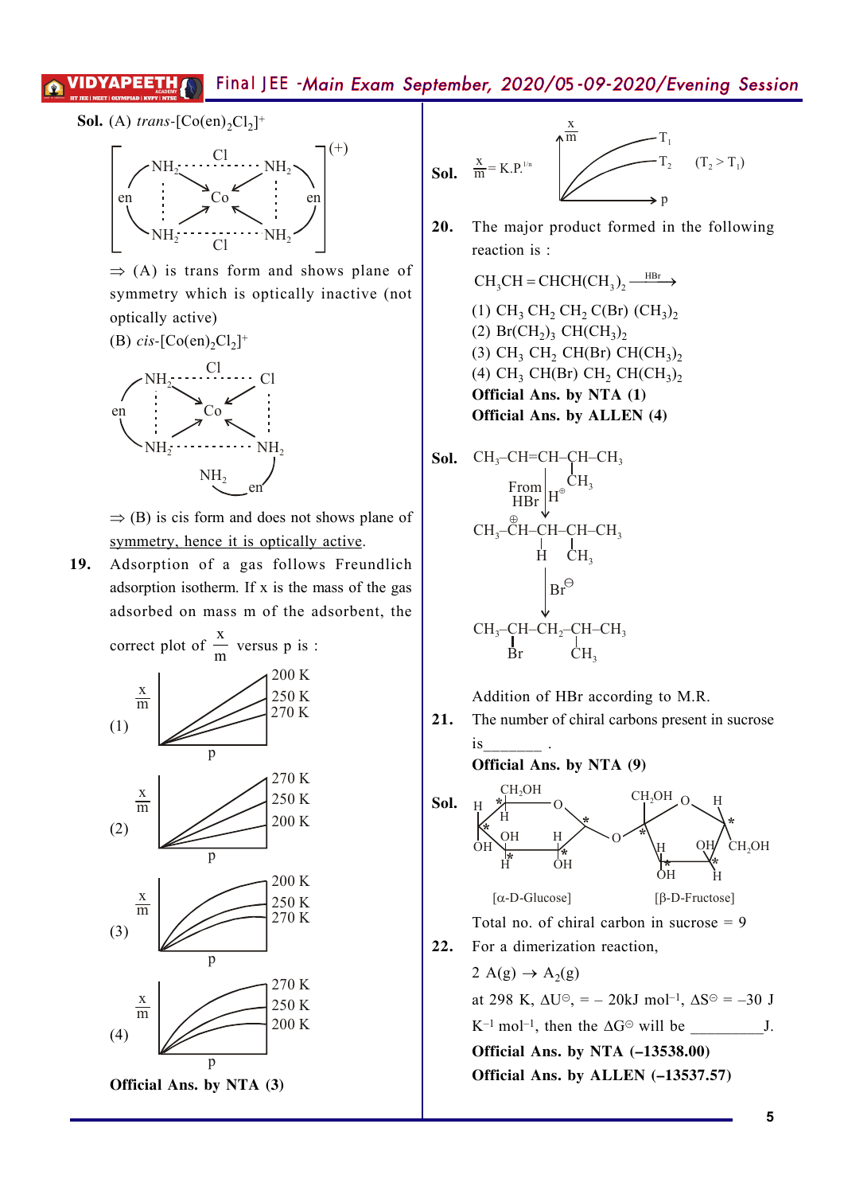**Sol.** (A) *trans*-$[Co(en)_2Cl_2]^+$

$\Rightarrow$ (A) is trans form and shows plane of symmetry which is optically inactive (not optically active)

(B) *cis*-$[Co(en)_2Cl_2]^+$

$\Rightarrow$ (B) is cis form and does not shows plane of symmetry, hence it is optically active.

**19.** Adsorption of a gas follows Freundlich adsorption isotherm. If x is the mass of the gas adsorbed on mass m of the adsorbent, the correct plot of $\frac{x}{m}$ versus p is :

(1) Linear plots of $\frac{x}{m}$ vs p; top to bottom: 200 K, 250 K, 270 K

(2) Linear plots of $\frac{x}{m}$ vs p; top to bottom: 270 K, 250 K, 200 K

(3) Curved plots of $\frac{x}{m}$ vs p; top to bottom: 200 K, 250 K, 270 K

(4) Curved plots of $\frac{x}{m}$ vs p; top to bottom: 270 K, 250 K, 200 K

**Official Ans. by NTA (3)**

**Sol.** $\frac{x}{m} = K.P.^{1/n}$

Plot of $\frac{x}{m}$ vs p: upper curve $T_1$, lower curve $T_2$ $(T_2 > T_1)$

**20.** The major product formed in the following reaction is :

$CH_3CH = CHCH(CH_3)_2 \xrightarrow{HBr}$

(1) $CH_3\ CH_2\ CH_2\ C(Br)\ (CH_3)_2$

(2) $Br(CH_2)_3\ CH(CH_3)_2$

(3) $CH_3\ CH_2\ CH(Br)\ CH(CH_3)_2$

(4) $CH_3\ CH(Br)\ CH_2\ CH(CH_3)_2$

**Official Ans. by NTA (1)**

**Official Ans. by ALLEN (4)**

**Sol.** $CH_3–CH=CH–CH(CH_3)–CH_3$

$\downarrow H^{\oplus}$ (From HBr)

$CH_3–\overset{\oplus}{C}H–CH(H)–CH(CH_3)–CH_3$

$\downarrow Br^{\ominus}$

$CH_3–CH(Br)–CH_2–CH(CH_3)–CH_3$

Addition of HBr according to M.R.

**21.** The number of chiral carbons present in sucrose is_______ .

**Official Ans. by NTA (9)**

**Sol.** [α-D-Glucose] [β-D-Fructose]

Total no. of chiral carbon in sucrose = 9

**22.** For a dimerization reaction,

$2\ A(g) \rightarrow A_2(g)$

at 298 K, $\Delta U^{\ominus}$, = – 20kJ $mol^{-1}$, $\Delta S^{\ominus}$ = –30 J $K^{-1}$ $mol^{-1}$, then the $\Delta G^{\ominus}$ will be __________J.

**Official Ans. by NTA (–13538.00)**

**Official Ans. by ALLEN (–13537.57)**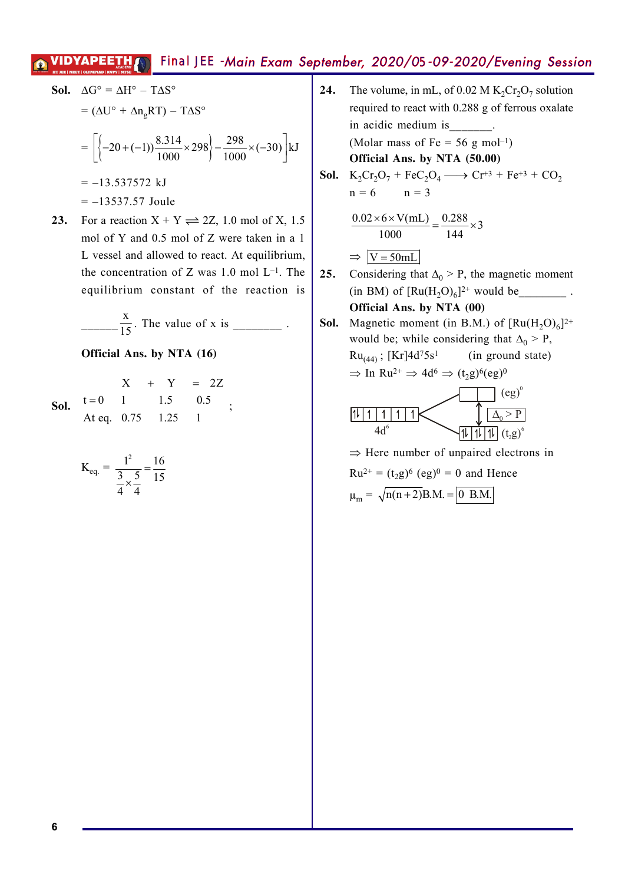**Sol.** $\Delta G° = \Delta H° - T\Delta S°$

$= (\Delta U° + \Delta n_g RT) - T\Delta S°$

$$= \left[\left\{-20 + (-1))\frac{8.314}{1000} \times 298\right\} - \frac{298}{1000} \times (-30)\right] \text{kJ}$$

$= -13.537572$ kJ

$= -13537.57$ Joule

**23.** For a reaction $X + Y \rightleftharpoons 2Z$, 1.0 mol of X, 1.5 mol of Y and 0.5 mol of Z were taken in a 1 L vessel and allowed to react. At equilibrium, the concentration of Z was 1.0 mol $L^{-1}$. The equilibrium constant of the reaction is $\_\_\_\_\_\_\frac{x}{15}$. The value of x is \_\_\_\_\_\_\_\_ .

**Official Ans. by NTA (16)**

**Sol.**

| | X | + | Y | = | 2Z |
|---|---|---|---|---|---|
| t = 0 | 1 | | 1.5 | | 0.5 |
| At eq. | 0.75 | | 1.25 | | 1 |

;

$$K_{eq.} = \frac{1^2}{\frac{3}{4} \times \frac{5}{4}} = \frac{16}{15}$$

**24.** The volume, in mL, of 0.02 M $K_2Cr_2O_7$ solution required to react with 0.288 g of ferrous oxalate in acidic medium is\_\_\_\_\_\_\_.

(Molar mass of Fe = 56 g $mol^{-1}$)

**Official Ans. by NTA (50.00)**

**Sol.** $K_2Cr_2O_7 + FeC_2O_4 \longrightarrow Cr^{+3} + Fe^{+3} + CO_2$

n = 6 &nbsp;&nbsp;&nbsp;&nbsp;&nbsp; n = 3

$$\frac{0.02 \times 6 \times V(mL)}{1000} = \frac{0.288}{144} \times 3$$

$\Rightarrow$ $\boxed{V = 50mL}$

**25.** Considering that $\Delta_0 > P$, the magnetic moment (in BM) of $[Ru(H_2O)_6]^{2+}$ would be\_\_\_\_\_\_\_\_ .

**Official Ans. by NTA (00)**

**Sol.** Magnetic moment (in B.M.) of $[Ru(H_2O)_6]^{2+}$ would be; while considering that $\Delta_0 > P$,

$Ru_{(44)}$ ; $[Kr]4d^7 5s^1$ &nbsp;&nbsp;&nbsp;&nbsp; (in ground state)

$\Rightarrow$ In $Ru^{2+} \Rightarrow 4d^6 \Rightarrow (t_2g)^6(eg)^0$

$(eg)^0$

$4d^6$ &nbsp;&nbsp; $\Delta_0 > P$

$(t_2g)^6$

$\Rightarrow$ Here number of unpaired electrons in

$Ru^{2+} = (t_2g)^6\ (eg)^0 = 0$ and Hence

$\mu_m = \sqrt{n(n+2)}\text{B.M.} = \boxed{0\ \text{B.M.}}$